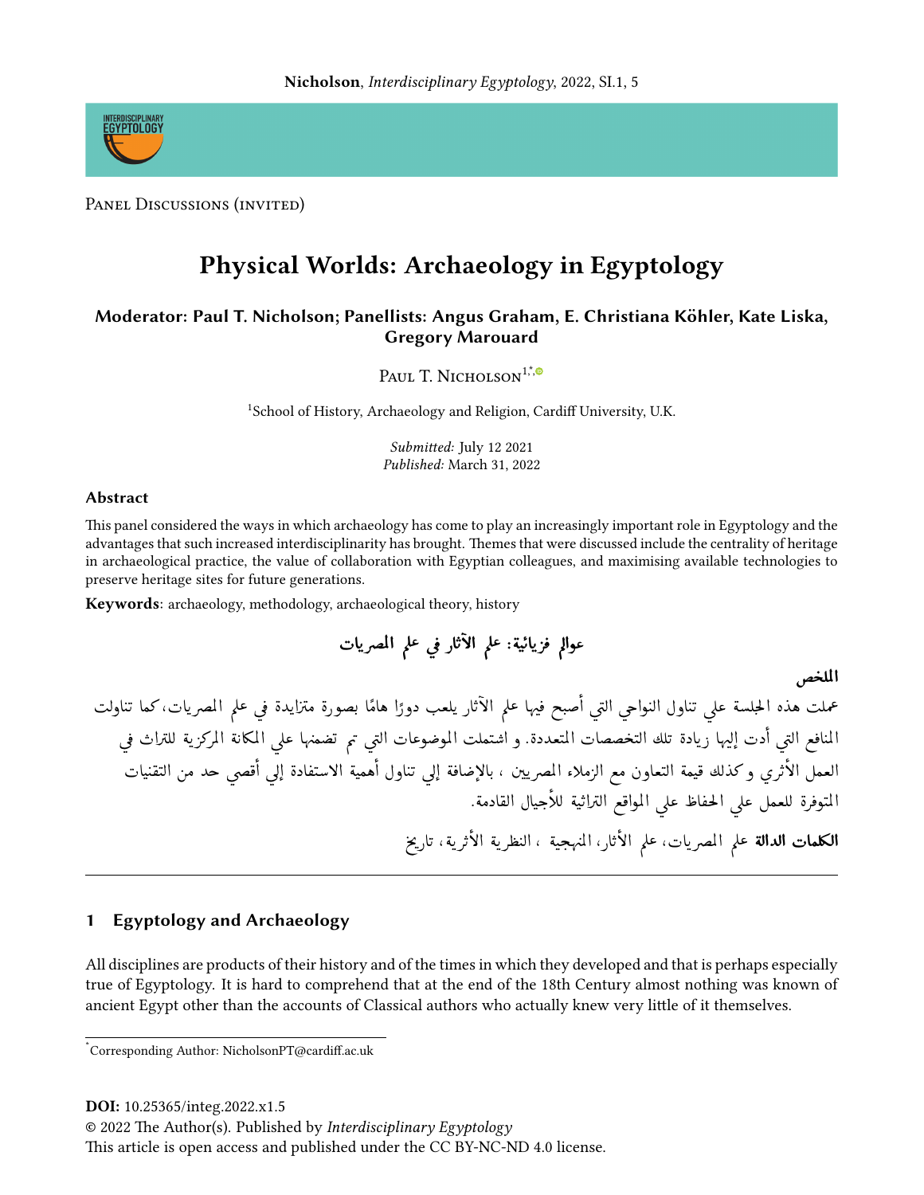Panel Discussions (invited)

# Physical Worlds: Archaeology in Egyptology

**Moderator: Paul T. Nicholson; Panellists: Angus Graham, E. Christiana Köhler, Kate Liska, Gregory Marouard**

Paul T. Nicholson[1,*]

[1]School of History, Archaeology and Religion, Cardiff University, U.K.

*Submitted:* July 12 2021
*Published:* March 31, 2022

### Abstract

This panel considered the ways in which archaeology has come to play an increasingly important role in Egyptology and the advantages that such increased interdisciplinarity has brought. Themes that were discussed include the centrality of heritage in archaeological practice, the value of collaboration with Egyptian colleagues, and maximising available technologies to preserve heritage sites for future generations.

**Keywords**: archaeology, methodology, archaeological theory, history

**عوالم فزيائية: علم الآثار في علم المصريات**

**الملخص**

عملت هذه الجلسة علي تناول النواحي التي أصبح فيها علم الآثار يلعب دورًا هامًا بصورة متزايدة في علم المصريات،كما تناولت المنافع التي أدت إليها زيادة تلك التخصصات المتعددة. و اشتملت الموضوعات التي تم تضمنها علي المكانة المركزية للتراث في العمل الأثري وكذلك قيمة التعاون مع الزملاء المصريين ، بالإضافة إلي تناول أهمية الاستفادة إلي أقصي حد من التقنيات المتوفرة للعمل علي الحفاظ علي المواقع التراثية للأجيال القادمة.

**الكلمات الدالة** علم المصريات، علم الأثار، المنهجية ، النظرية الأثرية، تاريخ

---

## 1 Egyptology and Archaeology

All disciplines are products of their history and of the times in which they developed and that is perhaps especially true of Egyptology. It is hard to comprehend that at the end of the 18th Century almost nothing was known of ancient Egypt other than the accounts of Classical authors who actually knew very little of it themselves.

---

*Corresponding Author: NicholsonPT@cardiff.ac.uk

**DOI:** 10.25365/integ.2022.x1.5
© 2022 The Author(s). Published by *Interdisciplinary Egyptology*
This article is open access and published under the CC BY-NC-ND 4.0 license.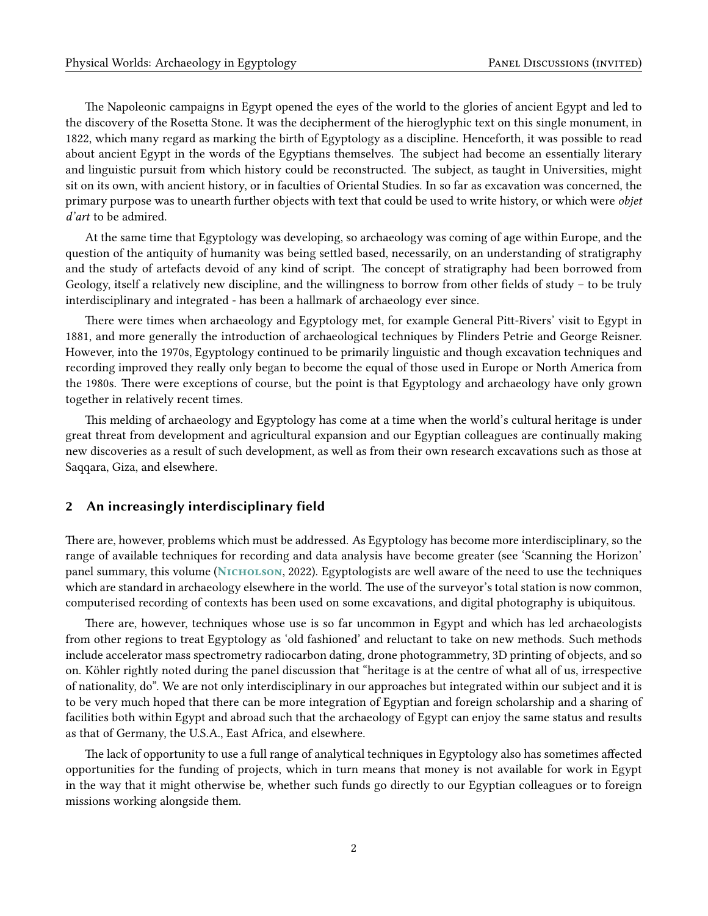The Napoleonic campaigns in Egypt opened the eyes of the world to the glories of ancient Egypt and led to the discovery of the Rosetta Stone. It was the decipherment of the hieroglyphic text on this single monument, in 1822, which many regard as marking the birth of Egyptology as a discipline. Henceforth, it was possible to read about ancient Egypt in the words of the Egyptians themselves. The subject had become an essentially literary and linguistic pursuit from which history could be reconstructed. The subject, as taught in Universities, might sit on its own, with ancient history, or in faculties of Oriental Studies. In so far as excavation was concerned, the primary purpose was to unearth further objects with text that could be used to write history, or which were *objet d'art* to be admired.

At the same time that Egyptology was developing, so archaeology was coming of age within Europe, and the question of the antiquity of humanity was being settled based, necessarily, on an understanding of stratigraphy and the study of artefacts devoid of any kind of script. The concept of stratigraphy had been borrowed from Geology, itself a relatively new discipline, and the willingness to borrow from other fields of study – to be truly interdisciplinary and integrated - has been a hallmark of archaeology ever since.

There were times when archaeology and Egyptology met, for example General Pitt-Rivers' visit to Egypt in 1881, and more generally the introduction of archaeological techniques by Flinders Petrie and George Reisner. However, into the 1970s, Egyptology continued to be primarily linguistic and though excavation techniques and recording improved they really only began to become the equal of those used in Europe or North America from the 1980s. There were exceptions of course, but the point is that Egyptology and archaeology have only grown together in relatively recent times.

This melding of archaeology and Egyptology has come at a time when the world's cultural heritage is under great threat from development and agricultural expansion and our Egyptian colleagues are continually making new discoveries as a result of such development, as well as from their own research excavations such as those at Saqqara, Giza, and elsewhere.

## 2 An increasingly interdisciplinary field

There are, however, problems which must be addressed. As Egyptology has become more interdisciplinary, so the range of available techniques for recording and data analysis have become greater (see 'Scanning the Horizon' panel summary, this volume (Nicholson, 2022). Egyptologists are well aware of the need to use the techniques which are standard in archaeology elsewhere in the world. The use of the surveyor's total station is now common, computerised recording of contexts has been used on some excavations, and digital photography is ubiquitous.

There are, however, techniques whose use is so far uncommon in Egypt and which has led archaeologists from other regions to treat Egyptology as 'old fashioned' and reluctant to take on new methods. Such methods include accelerator mass spectrometry radiocarbon dating, drone photogrammetry, 3D printing of objects, and so on. Köhler rightly noted during the panel discussion that "heritage is at the centre of what all of us, irrespective of nationality, do". We are not only interdisciplinary in our approaches but integrated within our subject and it is to be very much hoped that there can be more integration of Egyptian and foreign scholarship and a sharing of facilities both within Egypt and abroad such that the archaeology of Egypt can enjoy the same status and results as that of Germany, the U.S.A., East Africa, and elsewhere.

The lack of opportunity to use a full range of analytical techniques in Egyptology also has sometimes affected opportunities for the funding of projects, which in turn means that money is not available for work in Egypt in the way that it might otherwise be, whether such funds go directly to our Egyptian colleagues or to foreign missions working alongside them.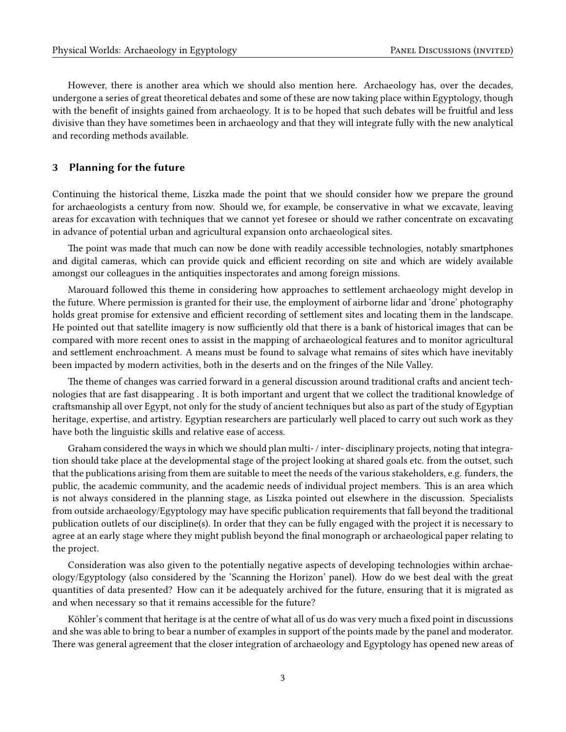However, there is another area which we should also mention here. Archaeology has, over the decades, undergone a series of great theoretical debates and some of these are now taking place within Egyptology, though with the benefit of insights gained from archaeology. It is to be hoped that such debates will be fruitful and less divisive than they have sometimes been in archaeology and that they will integrate fully with the new analytical and recording methods available.

## 3 Planning for the future

Continuing the historical theme, Liszka made the point that we should consider how we prepare the ground for archaeologists a century from now. Should we, for example, be conservative in what we excavate, leaving areas for excavation with techniques that we cannot yet foresee or should we rather concentrate on excavating in advance of potential urban and agricultural expansion onto archaeological sites.

The point was made that much can now be done with readily accessible technologies, notably smartphones and digital cameras, which can provide quick and efficient recording on site and which are widely available amongst our colleagues in the antiquities inspectorates and among foreign missions.

Marouard followed this theme in considering how approaches to settlement archaeology might develop in the future. Where permission is granted for their use, the employment of airborne lidar and 'drone' photography holds great promise for extensive and efficient recording of settlement sites and locating them in the landscape. He pointed out that satellite imagery is now sufficiently old that there is a bank of historical images that can be compared with more recent ones to assist in the mapping of archaeological features and to monitor agricultural and settlement enchroachment. A means must be found to salvage what remains of sites which have inevitably been impacted by modern activities, both in the deserts and on the fringes of the Nile Valley.

The theme of changes was carried forward in a general discussion around traditional crafts and ancient technologies that are fast disappearing . It is both important and urgent that we collect the traditional knowledge of craftsmanship all over Egypt, not only for the study of ancient techniques but also as part of the study of Egyptian heritage, expertise, and artistry. Egyptian researchers are particularly well placed to carry out such work as they have both the linguistic skills and relative ease of access.

Graham considered the ways in which we should plan multi- / inter- disciplinary projects, noting that integration should take place at the developmental stage of the project looking at shared goals etc. from the outset, such that the publications arising from them are suitable to meet the needs of the various stakeholders, e.g. funders, the public, the academic community, and the academic needs of individual project members. This is an area which is not always considered in the planning stage, as Liszka pointed out elsewhere in the discussion. Specialists from outside archaeology/Egyptology may have specific publication requirements that fall beyond the traditional publication outlets of our discipline(s). In order that they can be fully engaged with the project it is necessary to agree at an early stage where they might publish beyond the final monograph or archaeological paper relating to the project.

Consideration was also given to the potentially negative aspects of developing technologies within archaeology/Egyptology (also considered by the 'Scanning the Horizon' panel). How do we best deal with the great quantities of data presented? How can it be adequately archived for the future, ensuring that it is migrated as and when necessary so that it remains accessible for the future?

Köhler's comment that heritage is at the centre of what all of us do was very much a fixed point in discussions and she was able to bring to bear a number of examples in support of the points made by the panel and moderator. There was general agreement that the closer integration of archaeology and Egyptology has opened new areas of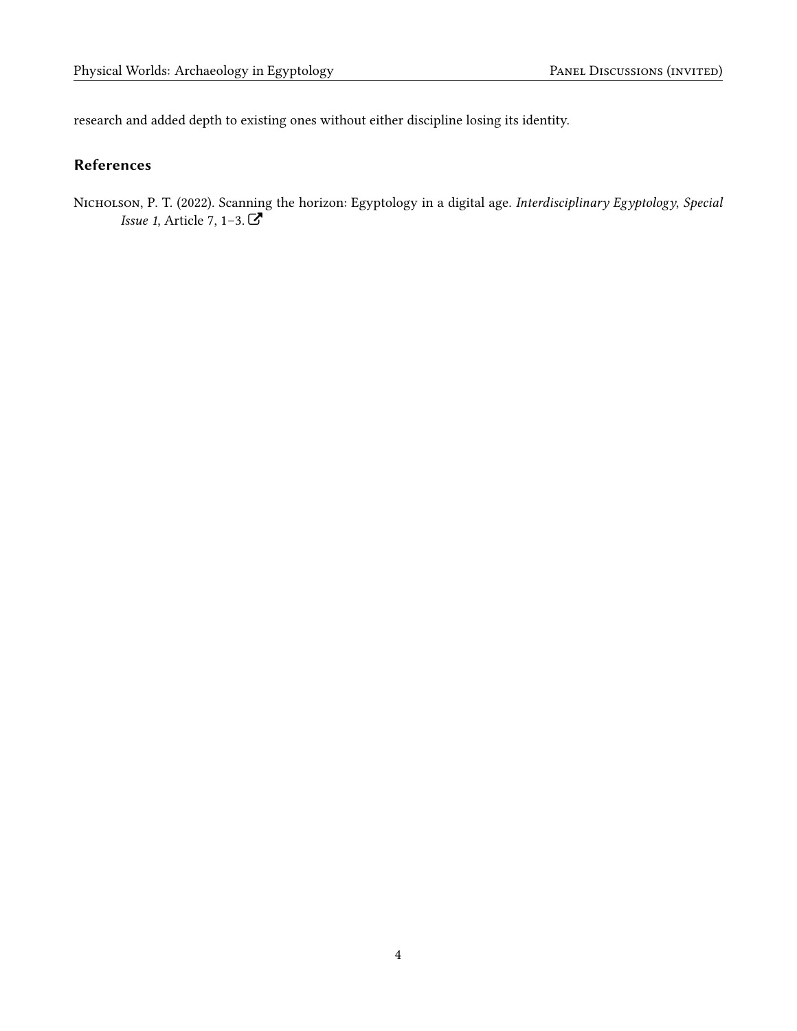research and added depth to existing ones without either discipline losing its identity.

## References

Nicholson, P. T. (2022). Scanning the horizon: Egyptology in a digital age. *Interdisciplinary Egyptology*, *Special Issue 1*, Article 7, 1–3.